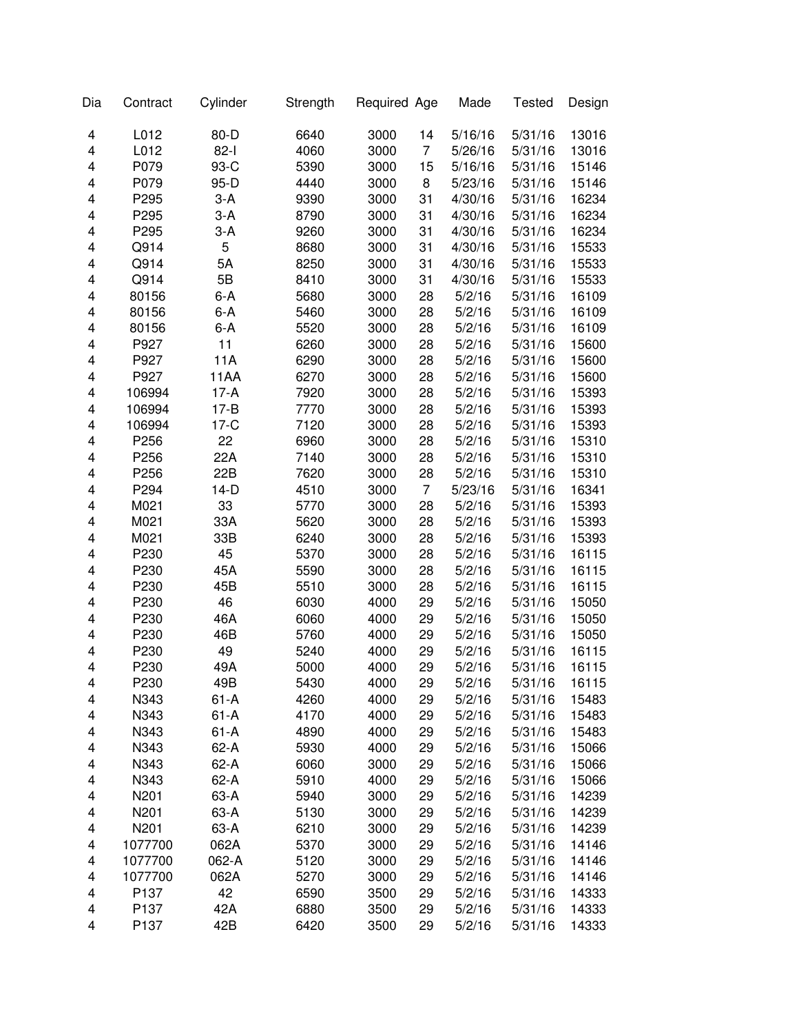| Dia | Contract | Cylinder | Strength | Required | Age | Made | Tested | Design |
|---|---|---|---|---|---|---|---|---|
| 4 | L012 | 80-D | 6640 | 3000 | 14 | 5/16/16 | 5/31/16 | 13016 |
| 4 | L012 | 82-I | 4060 | 3000 | 7 | 5/26/16 | 5/31/16 | 13016 |
| 4 | P079 | 93-C | 5390 | 3000 | 15 | 5/16/16 | 5/31/16 | 15146 |
| 4 | P079 | 95-D | 4440 | 3000 | 8 | 5/23/16 | 5/31/16 | 15146 |
| 4 | P295 | 3-A | 9390 | 3000 | 31 | 4/30/16 | 5/31/16 | 16234 |
| 4 | P295 | 3-A | 8790 | 3000 | 31 | 4/30/16 | 5/31/16 | 16234 |
| 4 | P295 | 3-A | 9260 | 3000 | 31 | 4/30/16 | 5/31/16 | 16234 |
| 4 | Q914 | 5 | 8680 | 3000 | 31 | 4/30/16 | 5/31/16 | 15533 |
| 4 | Q914 | 5A | 8250 | 3000 | 31 | 4/30/16 | 5/31/16 | 15533 |
| 4 | Q914 | 5B | 8410 | 3000 | 31 | 4/30/16 | 5/31/16 | 15533 |
| 4 | 80156 | 6-A | 5680 | 3000 | 28 | 5/2/16 | 5/31/16 | 16109 |
| 4 | 80156 | 6-A | 5460 | 3000 | 28 | 5/2/16 | 5/31/16 | 16109 |
| 4 | 80156 | 6-A | 5520 | 3000 | 28 | 5/2/16 | 5/31/16 | 16109 |
| 4 | P927 | 11 | 6260 | 3000 | 28 | 5/2/16 | 5/31/16 | 15600 |
| 4 | P927 | 11A | 6290 | 3000 | 28 | 5/2/16 | 5/31/16 | 15600 |
| 4 | P927 | 11AA | 6270 | 3000 | 28 | 5/2/16 | 5/31/16 | 15600 |
| 4 | 106994 | 17-A | 7920 | 3000 | 28 | 5/2/16 | 5/31/16 | 15393 |
| 4 | 106994 | 17-B | 7770 | 3000 | 28 | 5/2/16 | 5/31/16 | 15393 |
| 4 | 106994 | 17-C | 7120 | 3000 | 28 | 5/2/16 | 5/31/16 | 15393 |
| 4 | P256 | 22 | 6960 | 3000 | 28 | 5/2/16 | 5/31/16 | 15310 |
| 4 | P256 | 22A | 7140 | 3000 | 28 | 5/2/16 | 5/31/16 | 15310 |
| 4 | P256 | 22B | 7620 | 3000 | 28 | 5/2/16 | 5/31/16 | 15310 |
| 4 | P294 | 14-D | 4510 | 3000 | 7 | 5/23/16 | 5/31/16 | 16341 |
| 4 | M021 | 33 | 5770 | 3000 | 28 | 5/2/16 | 5/31/16 | 15393 |
| 4 | M021 | 33A | 5620 | 3000 | 28 | 5/2/16 | 5/31/16 | 15393 |
| 4 | M021 | 33B | 6240 | 3000 | 28 | 5/2/16 | 5/31/16 | 15393 |
| 4 | P230 | 45 | 5370 | 3000 | 28 | 5/2/16 | 5/31/16 | 16115 |
| 4 | P230 | 45A | 5590 | 3000 | 28 | 5/2/16 | 5/31/16 | 16115 |
| 4 | P230 | 45B | 5510 | 3000 | 28 | 5/2/16 | 5/31/16 | 16115 |
| 4 | P230 | 46 | 6030 | 4000 | 29 | 5/2/16 | 5/31/16 | 15050 |
| 4 | P230 | 46A | 6060 | 4000 | 29 | 5/2/16 | 5/31/16 | 15050 |
| 4 | P230 | 46B | 5760 | 4000 | 29 | 5/2/16 | 5/31/16 | 15050 |
| 4 | P230 | 49 | 5240 | 4000 | 29 | 5/2/16 | 5/31/16 | 16115 |
| 4 | P230 | 49A | 5000 | 4000 | 29 | 5/2/16 | 5/31/16 | 16115 |
| 4 | P230 | 49B | 5430 | 4000 | 29 | 5/2/16 | 5/31/16 | 16115 |
| 4 | N343 | 61-A | 4260 | 4000 | 29 | 5/2/16 | 5/31/16 | 15483 |
| 4 | N343 | 61-A | 4170 | 4000 | 29 | 5/2/16 | 5/31/16 | 15483 |
| 4 | N343 | 61-A | 4890 | 4000 | 29 | 5/2/16 | 5/31/16 | 15483 |
| 4 | N343 | 62-A | 5930 | 4000 | 29 | 5/2/16 | 5/31/16 | 15066 |
| 4 | N343 | 62-A | 6060 | 3000 | 29 | 5/2/16 | 5/31/16 | 15066 |
| 4 | N343 | 62-A | 5910 | 4000 | 29 | 5/2/16 | 5/31/16 | 15066 |
| 4 | N201 | 63-A | 5940 | 3000 | 29 | 5/2/16 | 5/31/16 | 14239 |
| 4 | N201 | 63-A | 5130 | 3000 | 29 | 5/2/16 | 5/31/16 | 14239 |
| 4 | N201 | 63-A | 6210 | 3000 | 29 | 5/2/16 | 5/31/16 | 14239 |
| 4 | 1077700 | 062A | 5370 | 3000 | 29 | 5/2/16 | 5/31/16 | 14146 |
| 4 | 1077700 | 062-A | 5120 | 3000 | 29 | 5/2/16 | 5/31/16 | 14146 |
| 4 | 1077700 | 062A | 5270 | 3000 | 29 | 5/2/16 | 5/31/16 | 14146 |
| 4 | P137 | 42 | 6590 | 3500 | 29 | 5/2/16 | 5/31/16 | 14333 |
| 4 | P137 | 42A | 6880 | 3500 | 29 | 5/2/16 | 5/31/16 | 14333 |
| 4 | P137 | 42B | 6420 | 3500 | 29 | 5/2/16 | 5/31/16 | 14333 |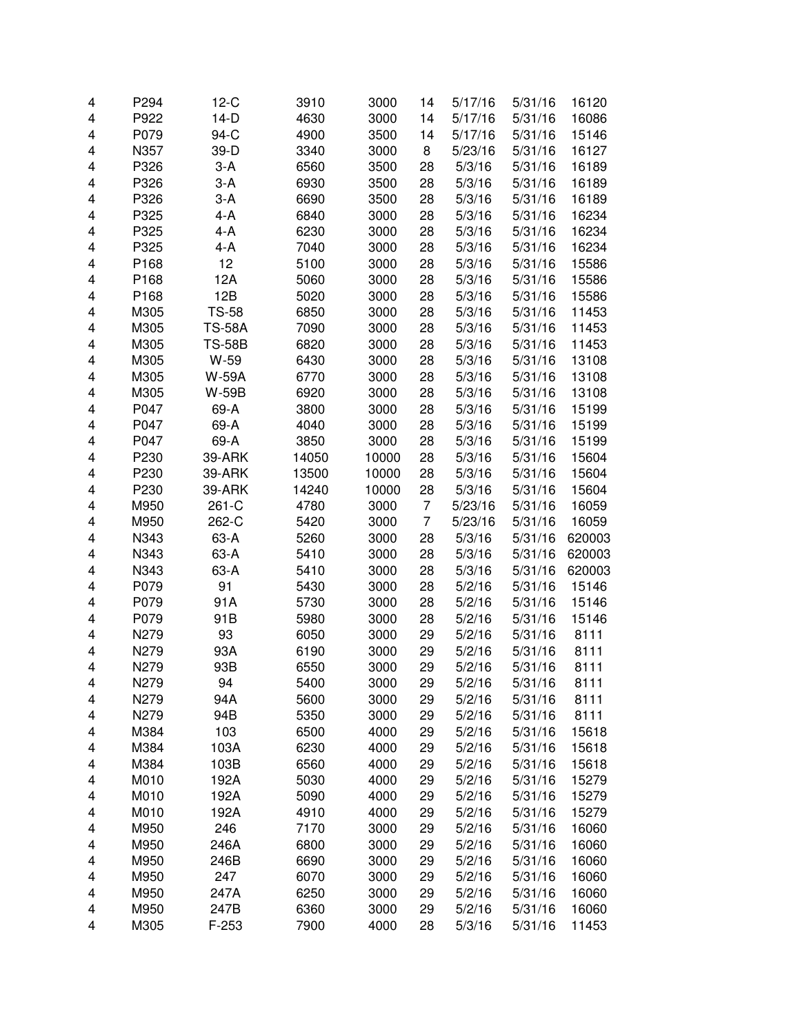| | | | | | | | | |
|---|---|---|---|---|---|---|---|---|
| 4 | P294 | 12-C | 3910 | 3000 | 14 | 5/17/16 | 5/31/16 | 16120 |
| 4 | P922 | 14-D | 4630 | 3000 | 14 | 5/17/16 | 5/31/16 | 16086 |
| 4 | P079 | 94-C | 4900 | 3500 | 14 | 5/17/16 | 5/31/16 | 15146 |
| 4 | N357 | 39-D | 3340 | 3000 | 8 | 5/23/16 | 5/31/16 | 16127 |
| 4 | P326 | 3-A | 6560 | 3500 | 28 | 5/3/16 | 5/31/16 | 16189 |
| 4 | P326 | 3-A | 6930 | 3500 | 28 | 5/3/16 | 5/31/16 | 16189 |
| 4 | P326 | 3-A | 6690 | 3500 | 28 | 5/3/16 | 5/31/16 | 16189 |
| 4 | P325 | 4-A | 6840 | 3000 | 28 | 5/3/16 | 5/31/16 | 16234 |
| 4 | P325 | 4-A | 6230 | 3000 | 28 | 5/3/16 | 5/31/16 | 16234 |
| 4 | P325 | 4-A | 7040 | 3000 | 28 | 5/3/16 | 5/31/16 | 16234 |
| 4 | P168 | 12 | 5100 | 3000 | 28 | 5/3/16 | 5/31/16 | 15586 |
| 4 | P168 | 12A | 5060 | 3000 | 28 | 5/3/16 | 5/31/16 | 15586 |
| 4 | P168 | 12B | 5020 | 3000 | 28 | 5/3/16 | 5/31/16 | 15586 |
| 4 | M305 | TS-58 | 6850 | 3000 | 28 | 5/3/16 | 5/31/16 | 11453 |
| 4 | M305 | TS-58A | 7090 | 3000 | 28 | 5/3/16 | 5/31/16 | 11453 |
| 4 | M305 | TS-58B | 6820 | 3000 | 28 | 5/3/16 | 5/31/16 | 11453 |
| 4 | M305 | W-59 | 6430 | 3000 | 28 | 5/3/16 | 5/31/16 | 13108 |
| 4 | M305 | W-59A | 6770 | 3000 | 28 | 5/3/16 | 5/31/16 | 13108 |
| 4 | M305 | W-59B | 6920 | 3000 | 28 | 5/3/16 | 5/31/16 | 13108 |
| 4 | P047 | 69-A | 3800 | 3000 | 28 | 5/3/16 | 5/31/16 | 15199 |
| 4 | P047 | 69-A | 4040 | 3000 | 28 | 5/3/16 | 5/31/16 | 15199 |
| 4 | P047 | 69-A | 3850 | 3000 | 28 | 5/3/16 | 5/31/16 | 15199 |
| 4 | P230 | 39-ARK | 14050 | 10000 | 28 | 5/3/16 | 5/31/16 | 15604 |
| 4 | P230 | 39-ARK | 13500 | 10000 | 28 | 5/3/16 | 5/31/16 | 15604 |
| 4 | P230 | 39-ARK | 14240 | 10000 | 28 | 5/3/16 | 5/31/16 | 15604 |
| 4 | M950 | 261-C | 4780 | 3000 | 7 | 5/23/16 | 5/31/16 | 16059 |
| 4 | M950 | 262-C | 5420 | 3000 | 7 | 5/23/16 | 5/31/16 | 16059 |
| 4 | N343 | 63-A | 5260 | 3000 | 28 | 5/3/16 | 5/31/16 | 620003 |
| 4 | N343 | 63-A | 5410 | 3000 | 28 | 5/3/16 | 5/31/16 | 620003 |
| 4 | N343 | 63-A | 5410 | 3000 | 28 | 5/3/16 | 5/31/16 | 620003 |
| 4 | P079 | 91 | 5430 | 3000 | 28 | 5/2/16 | 5/31/16 | 15146 |
| 4 | P079 | 91A | 5730 | 3000 | 28 | 5/2/16 | 5/31/16 | 15146 |
| 4 | P079 | 91B | 5980 | 3000 | 28 | 5/2/16 | 5/31/16 | 15146 |
| 4 | N279 | 93 | 6050 | 3000 | 29 | 5/2/16 | 5/31/16 | 8111 |
| 4 | N279 | 93A | 6190 | 3000 | 29 | 5/2/16 | 5/31/16 | 8111 |
| 4 | N279 | 93B | 6550 | 3000 | 29 | 5/2/16 | 5/31/16 | 8111 |
| 4 | N279 | 94 | 5400 | 3000 | 29 | 5/2/16 | 5/31/16 | 8111 |
| 4 | N279 | 94A | 5600 | 3000 | 29 | 5/2/16 | 5/31/16 | 8111 |
| 4 | N279 | 94B | 5350 | 3000 | 29 | 5/2/16 | 5/31/16 | 8111 |
| 4 | M384 | 103 | 6500 | 4000 | 29 | 5/2/16 | 5/31/16 | 15618 |
| 4 | M384 | 103A | 6230 | 4000 | 29 | 5/2/16 | 5/31/16 | 15618 |
| 4 | M384 | 103B | 6560 | 4000 | 29 | 5/2/16 | 5/31/16 | 15618 |
| 4 | M010 | 192A | 5030 | 4000 | 29 | 5/2/16 | 5/31/16 | 15279 |
| 4 | M010 | 192A | 5090 | 4000 | 29 | 5/2/16 | 5/31/16 | 15279 |
| 4 | M010 | 192A | 4910 | 4000 | 29 | 5/2/16 | 5/31/16 | 15279 |
| 4 | M950 | 246 | 7170 | 3000 | 29 | 5/2/16 | 5/31/16 | 16060 |
| 4 | M950 | 246A | 6800 | 3000 | 29 | 5/2/16 | 5/31/16 | 16060 |
| 4 | M950 | 246B | 6690 | 3000 | 29 | 5/2/16 | 5/31/16 | 16060 |
| 4 | M950 | 247 | 6070 | 3000 | 29 | 5/2/16 | 5/31/16 | 16060 |
| 4 | M950 | 247A | 6250 | 3000 | 29 | 5/2/16 | 5/31/16 | 16060 |
| 4 | M950 | 247B | 6360 | 3000 | 29 | 5/2/16 | 5/31/16 | 16060 |
| 4 | M305 | F-253 | 7900 | 4000 | 28 | 5/3/16 | 5/31/16 | 11453 |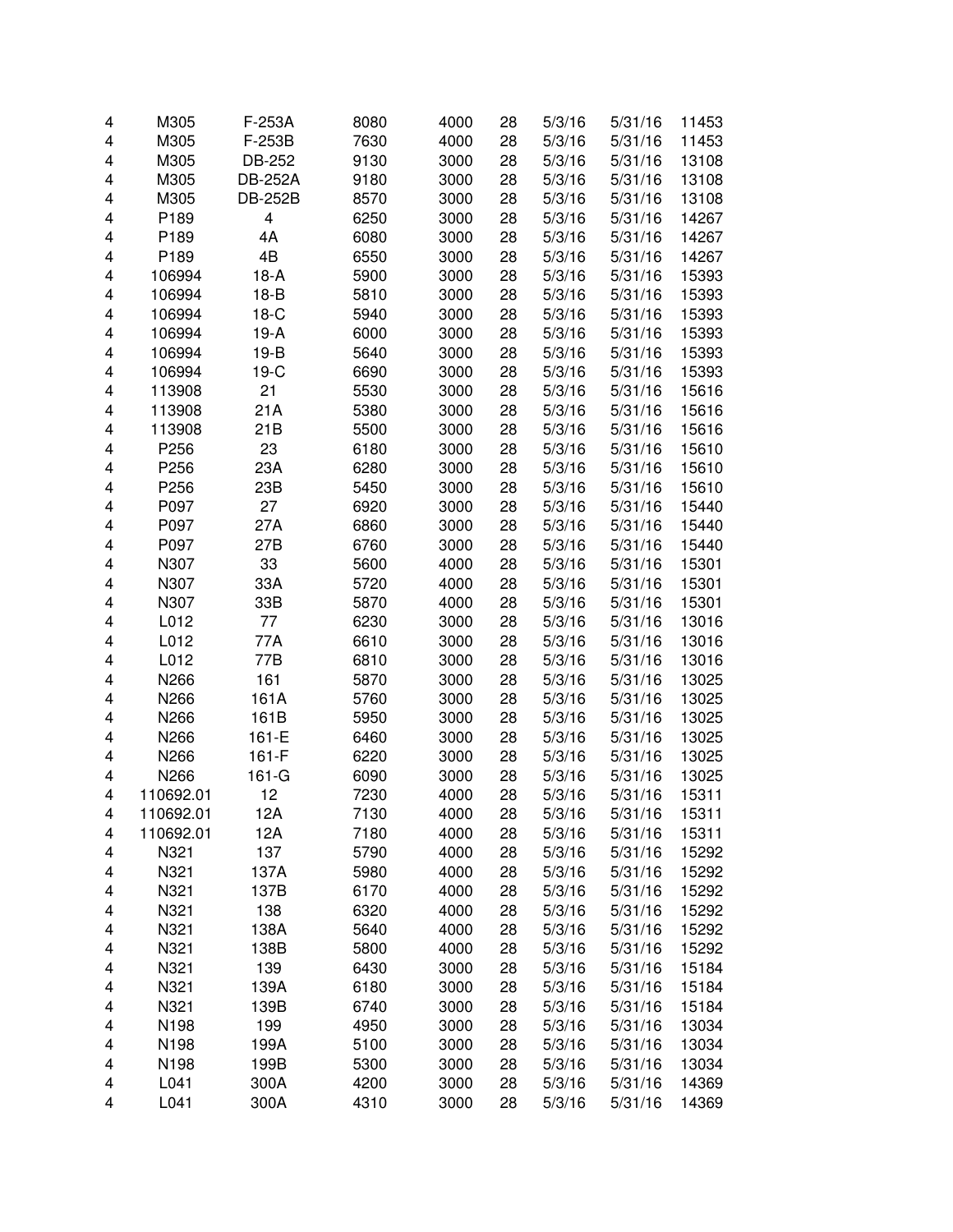| | | | | | | | | |
|---|---|---|---|---|---|---|---|---|
| 4 | M305 | F-253A | 8080 | 4000 | 28 | 5/3/16 | 5/31/16 | 11453 |
| 4 | M305 | F-253B | 7630 | 4000 | 28 | 5/3/16 | 5/31/16 | 11453 |
| 4 | M305 | DB-252 | 9130 | 3000 | 28 | 5/3/16 | 5/31/16 | 13108 |
| 4 | M305 | DB-252A | 9180 | 3000 | 28 | 5/3/16 | 5/31/16 | 13108 |
| 4 | M305 | DB-252B | 8570 | 3000 | 28 | 5/3/16 | 5/31/16 | 13108 |
| 4 | P189 | 4 | 6250 | 3000 | 28 | 5/3/16 | 5/31/16 | 14267 |
| 4 | P189 | 4A | 6080 | 3000 | 28 | 5/3/16 | 5/31/16 | 14267 |
| 4 | P189 | 4B | 6550 | 3000 | 28 | 5/3/16 | 5/31/16 | 14267 |
| 4 | 106994 | 18-A | 5900 | 3000 | 28 | 5/3/16 | 5/31/16 | 15393 |
| 4 | 106994 | 18-B | 5810 | 3000 | 28 | 5/3/16 | 5/31/16 | 15393 |
| 4 | 106994 | 18-C | 5940 | 3000 | 28 | 5/3/16 | 5/31/16 | 15393 |
| 4 | 106994 | 19-A | 6000 | 3000 | 28 | 5/3/16 | 5/31/16 | 15393 |
| 4 | 106994 | 19-B | 5640 | 3000 | 28 | 5/3/16 | 5/31/16 | 15393 |
| 4 | 106994 | 19-C | 6690 | 3000 | 28 | 5/3/16 | 5/31/16 | 15393 |
| 4 | 113908 | 21 | 5530 | 3000 | 28 | 5/3/16 | 5/31/16 | 15616 |
| 4 | 113908 | 21A | 5380 | 3000 | 28 | 5/3/16 | 5/31/16 | 15616 |
| 4 | 113908 | 21B | 5500 | 3000 | 28 | 5/3/16 | 5/31/16 | 15616 |
| 4 | P256 | 23 | 6180 | 3000 | 28 | 5/3/16 | 5/31/16 | 15610 |
| 4 | P256 | 23A | 6280 | 3000 | 28 | 5/3/16 | 5/31/16 | 15610 |
| 4 | P256 | 23B | 5450 | 3000 | 28 | 5/3/16 | 5/31/16 | 15610 |
| 4 | P097 | 27 | 6920 | 3000 | 28 | 5/3/16 | 5/31/16 | 15440 |
| 4 | P097 | 27A | 6860 | 3000 | 28 | 5/3/16 | 5/31/16 | 15440 |
| 4 | P097 | 27B | 6760 | 3000 | 28 | 5/3/16 | 5/31/16 | 15440 |
| 4 | N307 | 33 | 5600 | 4000 | 28 | 5/3/16 | 5/31/16 | 15301 |
| 4 | N307 | 33A | 5720 | 4000 | 28 | 5/3/16 | 5/31/16 | 15301 |
| 4 | N307 | 33B | 5870 | 4000 | 28 | 5/3/16 | 5/31/16 | 15301 |
| 4 | L012 | 77 | 6230 | 3000 | 28 | 5/3/16 | 5/31/16 | 13016 |
| 4 | L012 | 77A | 6610 | 3000 | 28 | 5/3/16 | 5/31/16 | 13016 |
| 4 | L012 | 77B | 6810 | 3000 | 28 | 5/3/16 | 5/31/16 | 13016 |
| 4 | N266 | 161 | 5870 | 3000 | 28 | 5/3/16 | 5/31/16 | 13025 |
| 4 | N266 | 161A | 5760 | 3000 | 28 | 5/3/16 | 5/31/16 | 13025 |
| 4 | N266 | 161B | 5950 | 3000 | 28 | 5/3/16 | 5/31/16 | 13025 |
| 4 | N266 | 161-E | 6460 | 3000 | 28 | 5/3/16 | 5/31/16 | 13025 |
| 4 | N266 | 161-F | 6220 | 3000 | 28 | 5/3/16 | 5/31/16 | 13025 |
| 4 | N266 | 161-G | 6090 | 3000 | 28 | 5/3/16 | 5/31/16 | 13025 |
| 4 | 110692.01 | 12 | 7230 | 4000 | 28 | 5/3/16 | 5/31/16 | 15311 |
| 4 | 110692.01 | 12A | 7130 | 4000 | 28 | 5/3/16 | 5/31/16 | 15311 |
| 4 | 110692.01 | 12A | 7180 | 4000 | 28 | 5/3/16 | 5/31/16 | 15311 |
| 4 | N321 | 137 | 5790 | 4000 | 28 | 5/3/16 | 5/31/16 | 15292 |
| 4 | N321 | 137A | 5980 | 4000 | 28 | 5/3/16 | 5/31/16 | 15292 |
| 4 | N321 | 137B | 6170 | 4000 | 28 | 5/3/16 | 5/31/16 | 15292 |
| 4 | N321 | 138 | 6320 | 4000 | 28 | 5/3/16 | 5/31/16 | 15292 |
| 4 | N321 | 138A | 5640 | 4000 | 28 | 5/3/16 | 5/31/16 | 15292 |
| 4 | N321 | 138B | 5800 | 4000 | 28 | 5/3/16 | 5/31/16 | 15292 |
| 4 | N321 | 139 | 6430 | 3000 | 28 | 5/3/16 | 5/31/16 | 15184 |
| 4 | N321 | 139A | 6180 | 3000 | 28 | 5/3/16 | 5/31/16 | 15184 |
| 4 | N321 | 139B | 6740 | 3000 | 28 | 5/3/16 | 5/31/16 | 15184 |
| 4 | N198 | 199 | 4950 | 3000 | 28 | 5/3/16 | 5/31/16 | 13034 |
| 4 | N198 | 199A | 5100 | 3000 | 28 | 5/3/16 | 5/31/16 | 13034 |
| 4 | N198 | 199B | 5300 | 3000 | 28 | 5/3/16 | 5/31/16 | 13034 |
| 4 | L041 | 300A | 4200 | 3000 | 28 | 5/3/16 | 5/31/16 | 14369 |
| 4 | L041 | 300A | 4310 | 3000 | 28 | 5/3/16 | 5/31/16 | 14369 |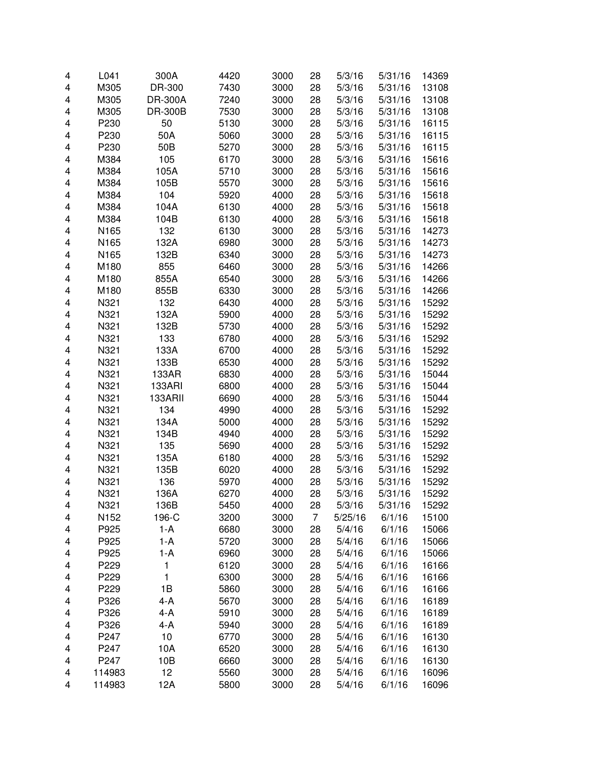| | | | | | | | | |
|---|---|---|---|---|---|---|---|---|
| 4 | L041 | 300A | 4420 | 3000 | 28 | 5/3/16 | 5/31/16 | 14369 |
| 4 | M305 | DR-300 | 7430 | 3000 | 28 | 5/3/16 | 5/31/16 | 13108 |
| 4 | M305 | DR-300A | 7240 | 3000 | 28 | 5/3/16 | 5/31/16 | 13108 |
| 4 | M305 | DR-300B | 7530 | 3000 | 28 | 5/3/16 | 5/31/16 | 13108 |
| 4 | P230 | 50 | 5130 | 3000 | 28 | 5/3/16 | 5/31/16 | 16115 |
| 4 | P230 | 50A | 5060 | 3000 | 28 | 5/3/16 | 5/31/16 | 16115 |
| 4 | P230 | 50B | 5270 | 3000 | 28 | 5/3/16 | 5/31/16 | 16115 |
| 4 | M384 | 105 | 6170 | 3000 | 28 | 5/3/16 | 5/31/16 | 15616 |
| 4 | M384 | 105A | 5710 | 3000 | 28 | 5/3/16 | 5/31/16 | 15616 |
| 4 | M384 | 105B | 5570 | 3000 | 28 | 5/3/16 | 5/31/16 | 15616 |
| 4 | M384 | 104 | 5920 | 4000 | 28 | 5/3/16 | 5/31/16 | 15618 |
| 4 | M384 | 104A | 6130 | 4000 | 28 | 5/3/16 | 5/31/16 | 15618 |
| 4 | M384 | 104B | 6130 | 4000 | 28 | 5/3/16 | 5/31/16 | 15618 |
| 4 | N165 | 132 | 6130 | 3000 | 28 | 5/3/16 | 5/31/16 | 14273 |
| 4 | N165 | 132A | 6980 | 3000 | 28 | 5/3/16 | 5/31/16 | 14273 |
| 4 | N165 | 132B | 6340 | 3000 | 28 | 5/3/16 | 5/31/16 | 14273 |
| 4 | M180 | 855 | 6460 | 3000 | 28 | 5/3/16 | 5/31/16 | 14266 |
| 4 | M180 | 855A | 6540 | 3000 | 28 | 5/3/16 | 5/31/16 | 14266 |
| 4 | M180 | 855B | 6330 | 3000 | 28 | 5/3/16 | 5/31/16 | 14266 |
| 4 | N321 | 132 | 6430 | 4000 | 28 | 5/3/16 | 5/31/16 | 15292 |
| 4 | N321 | 132A | 5900 | 4000 | 28 | 5/3/16 | 5/31/16 | 15292 |
| 4 | N321 | 132B | 5730 | 4000 | 28 | 5/3/16 | 5/31/16 | 15292 |
| 4 | N321 | 133 | 6780 | 4000 | 28 | 5/3/16 | 5/31/16 | 15292 |
| 4 | N321 | 133A | 6700 | 4000 | 28 | 5/3/16 | 5/31/16 | 15292 |
| 4 | N321 | 133B | 6530 | 4000 | 28 | 5/3/16 | 5/31/16 | 15292 |
| 4 | N321 | 133AR | 6830 | 4000 | 28 | 5/3/16 | 5/31/16 | 15044 |
| 4 | N321 | 133ARI | 6800 | 4000 | 28 | 5/3/16 | 5/31/16 | 15044 |
| 4 | N321 | 133ARII | 6690 | 4000 | 28 | 5/3/16 | 5/31/16 | 15044 |
| 4 | N321 | 134 | 4990 | 4000 | 28 | 5/3/16 | 5/31/16 | 15292 |
| 4 | N321 | 134A | 5000 | 4000 | 28 | 5/3/16 | 5/31/16 | 15292 |
| 4 | N321 | 134B | 4940 | 4000 | 28 | 5/3/16 | 5/31/16 | 15292 |
| 4 | N321 | 135 | 5690 | 4000 | 28 | 5/3/16 | 5/31/16 | 15292 |
| 4 | N321 | 135A | 6180 | 4000 | 28 | 5/3/16 | 5/31/16 | 15292 |
| 4 | N321 | 135B | 6020 | 4000 | 28 | 5/3/16 | 5/31/16 | 15292 |
| 4 | N321 | 136 | 5970 | 4000 | 28 | 5/3/16 | 5/31/16 | 15292 |
| 4 | N321 | 136A | 6270 | 4000 | 28 | 5/3/16 | 5/31/16 | 15292 |
| 4 | N321 | 136B | 5450 | 4000 | 28 | 5/3/16 | 5/31/16 | 15292 |
| 4 | N152 | 196-C | 3200 | 3000 | 7 | 5/25/16 | 6/1/16 | 15100 |
| 4 | P925 | 1-A | 6680 | 3000 | 28 | 5/4/16 | 6/1/16 | 15066 |
| 4 | P925 | 1-A | 5720 | 3000 | 28 | 5/4/16 | 6/1/16 | 15066 |
| 4 | P925 | 1-A | 6960 | 3000 | 28 | 5/4/16 | 6/1/16 | 15066 |
| 4 | P229 | 1 | 6120 | 3000 | 28 | 5/4/16 | 6/1/16 | 16166 |
| 4 | P229 | 1 | 6300 | 3000 | 28 | 5/4/16 | 6/1/16 | 16166 |
| 4 | P229 | 1B | 5860 | 3000 | 28 | 5/4/16 | 6/1/16 | 16166 |
| 4 | P326 | 4-A | 5670 | 3000 | 28 | 5/4/16 | 6/1/16 | 16189 |
| 4 | P326 | 4-A | 5910 | 3000 | 28 | 5/4/16 | 6/1/16 | 16189 |
| 4 | P326 | 4-A | 5940 | 3000 | 28 | 5/4/16 | 6/1/16 | 16189 |
| 4 | P247 | 10 | 6770 | 3000 | 28 | 5/4/16 | 6/1/16 | 16130 |
| 4 | P247 | 10A | 6520 | 3000 | 28 | 5/4/16 | 6/1/16 | 16130 |
| 4 | P247 | 10B | 6660 | 3000 | 28 | 5/4/16 | 6/1/16 | 16130 |
| 4 | 114983 | 12 | 5560 | 3000 | 28 | 5/4/16 | 6/1/16 | 16096 |
| 4 | 114983 | 12A | 5800 | 3000 | 28 | 5/4/16 | 6/1/16 | 16096 |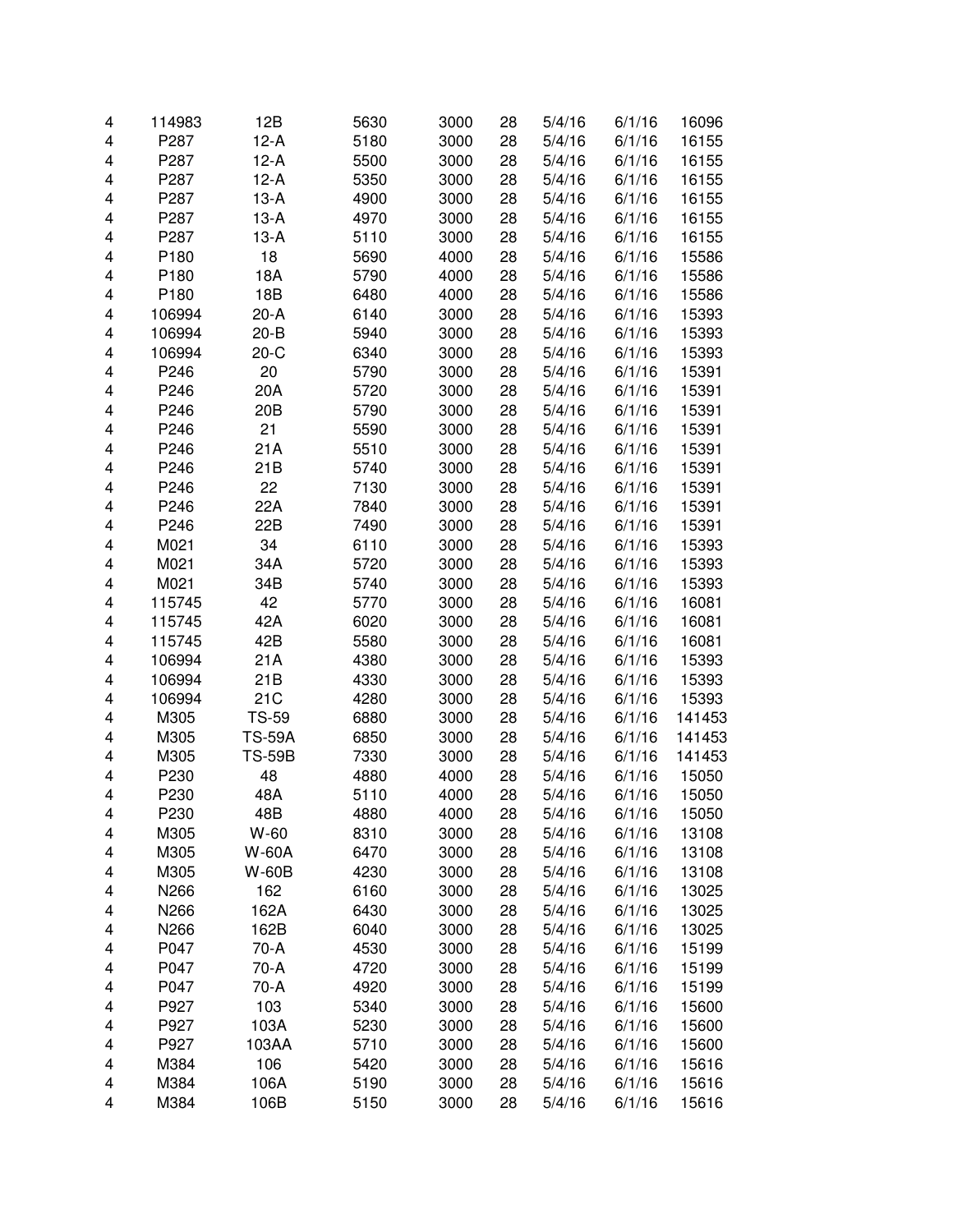| | | | | | | | | |
|---|---|---|---|---|---|---|---|---|
| 4 | 114983 | 12B | 5630 | 3000 | 28 | 5/4/16 | 6/1/16 | 16096 |
| 4 | P287 | 12-A | 5180 | 3000 | 28 | 5/4/16 | 6/1/16 | 16155 |
| 4 | P287 | 12-A | 5500 | 3000 | 28 | 5/4/16 | 6/1/16 | 16155 |
| 4 | P287 | 12-A | 5350 | 3000 | 28 | 5/4/16 | 6/1/16 | 16155 |
| 4 | P287 | 13-A | 4900 | 3000 | 28 | 5/4/16 | 6/1/16 | 16155 |
| 4 | P287 | 13-A | 4970 | 3000 | 28 | 5/4/16 | 6/1/16 | 16155 |
| 4 | P287 | 13-A | 5110 | 3000 | 28 | 5/4/16 | 6/1/16 | 16155 |
| 4 | P180 | 18 | 5690 | 4000 | 28 | 5/4/16 | 6/1/16 | 15586 |
| 4 | P180 | 18A | 5790 | 4000 | 28 | 5/4/16 | 6/1/16 | 15586 |
| 4 | P180 | 18B | 6480 | 4000 | 28 | 5/4/16 | 6/1/16 | 15586 |
| 4 | 106994 | 20-A | 6140 | 3000 | 28 | 5/4/16 | 6/1/16 | 15393 |
| 4 | 106994 | 20-B | 5940 | 3000 | 28 | 5/4/16 | 6/1/16 | 15393 |
| 4 | 106994 | 20-C | 6340 | 3000 | 28 | 5/4/16 | 6/1/16 | 15393 |
| 4 | P246 | 20 | 5790 | 3000 | 28 | 5/4/16 | 6/1/16 | 15391 |
| 4 | P246 | 20A | 5720 | 3000 | 28 | 5/4/16 | 6/1/16 | 15391 |
| 4 | P246 | 20B | 5790 | 3000 | 28 | 5/4/16 | 6/1/16 | 15391 |
| 4 | P246 | 21 | 5590 | 3000 | 28 | 5/4/16 | 6/1/16 | 15391 |
| 4 | P246 | 21A | 5510 | 3000 | 28 | 5/4/16 | 6/1/16 | 15391 |
| 4 | P246 | 21B | 5740 | 3000 | 28 | 5/4/16 | 6/1/16 | 15391 |
| 4 | P246 | 22 | 7130 | 3000 | 28 | 5/4/16 | 6/1/16 | 15391 |
| 4 | P246 | 22A | 7840 | 3000 | 28 | 5/4/16 | 6/1/16 | 15391 |
| 4 | P246 | 22B | 7490 | 3000 | 28 | 5/4/16 | 6/1/16 | 15391 |
| 4 | M021 | 34 | 6110 | 3000 | 28 | 5/4/16 | 6/1/16 | 15393 |
| 4 | M021 | 34A | 5720 | 3000 | 28 | 5/4/16 | 6/1/16 | 15393 |
| 4 | M021 | 34B | 5740 | 3000 | 28 | 5/4/16 | 6/1/16 | 15393 |
| 4 | 115745 | 42 | 5770 | 3000 | 28 | 5/4/16 | 6/1/16 | 16081 |
| 4 | 115745 | 42A | 6020 | 3000 | 28 | 5/4/16 | 6/1/16 | 16081 |
| 4 | 115745 | 42B | 5580 | 3000 | 28 | 5/4/16 | 6/1/16 | 16081 |
| 4 | 106994 | 21A | 4380 | 3000 | 28 | 5/4/16 | 6/1/16 | 15393 |
| 4 | 106994 | 21B | 4330 | 3000 | 28 | 5/4/16 | 6/1/16 | 15393 |
| 4 | 106994 | 21C | 4280 | 3000 | 28 | 5/4/16 | 6/1/16 | 15393 |
| 4 | M305 | TS-59 | 6880 | 3000 | 28 | 5/4/16 | 6/1/16 | 141453 |
| 4 | M305 | TS-59A | 6850 | 3000 | 28 | 5/4/16 | 6/1/16 | 141453 |
| 4 | M305 | TS-59B | 7330 | 3000 | 28 | 5/4/16 | 6/1/16 | 141453 |
| 4 | P230 | 48 | 4880 | 4000 | 28 | 5/4/16 | 6/1/16 | 15050 |
| 4 | P230 | 48A | 5110 | 4000 | 28 | 5/4/16 | 6/1/16 | 15050 |
| 4 | P230 | 48B | 4880 | 4000 | 28 | 5/4/16 | 6/1/16 | 15050 |
| 4 | M305 | W-60 | 8310 | 3000 | 28 | 5/4/16 | 6/1/16 | 13108 |
| 4 | M305 | W-60A | 6470 | 3000 | 28 | 5/4/16 | 6/1/16 | 13108 |
| 4 | M305 | W-60B | 4230 | 3000 | 28 | 5/4/16 | 6/1/16 | 13108 |
| 4 | N266 | 162 | 6160 | 3000 | 28 | 5/4/16 | 6/1/16 | 13025 |
| 4 | N266 | 162A | 6430 | 3000 | 28 | 5/4/16 | 6/1/16 | 13025 |
| 4 | N266 | 162B | 6040 | 3000 | 28 | 5/4/16 | 6/1/16 | 13025 |
| 4 | P047 | 70-A | 4530 | 3000 | 28 | 5/4/16 | 6/1/16 | 15199 |
| 4 | P047 | 70-A | 4720 | 3000 | 28 | 5/4/16 | 6/1/16 | 15199 |
| 4 | P047 | 70-A | 4920 | 3000 | 28 | 5/4/16 | 6/1/16 | 15199 |
| 4 | P927 | 103 | 5340 | 3000 | 28 | 5/4/16 | 6/1/16 | 15600 |
| 4 | P927 | 103A | 5230 | 3000 | 28 | 5/4/16 | 6/1/16 | 15600 |
| 4 | P927 | 103AA | 5710 | 3000 | 28 | 5/4/16 | 6/1/16 | 15600 |
| 4 | M384 | 106 | 5420 | 3000 | 28 | 5/4/16 | 6/1/16 | 15616 |
| 4 | M384 | 106A | 5190 | 3000 | 28 | 5/4/16 | 6/1/16 | 15616 |
| 4 | M384 | 106B | 5150 | 3000 | 28 | 5/4/16 | 6/1/16 | 15616 |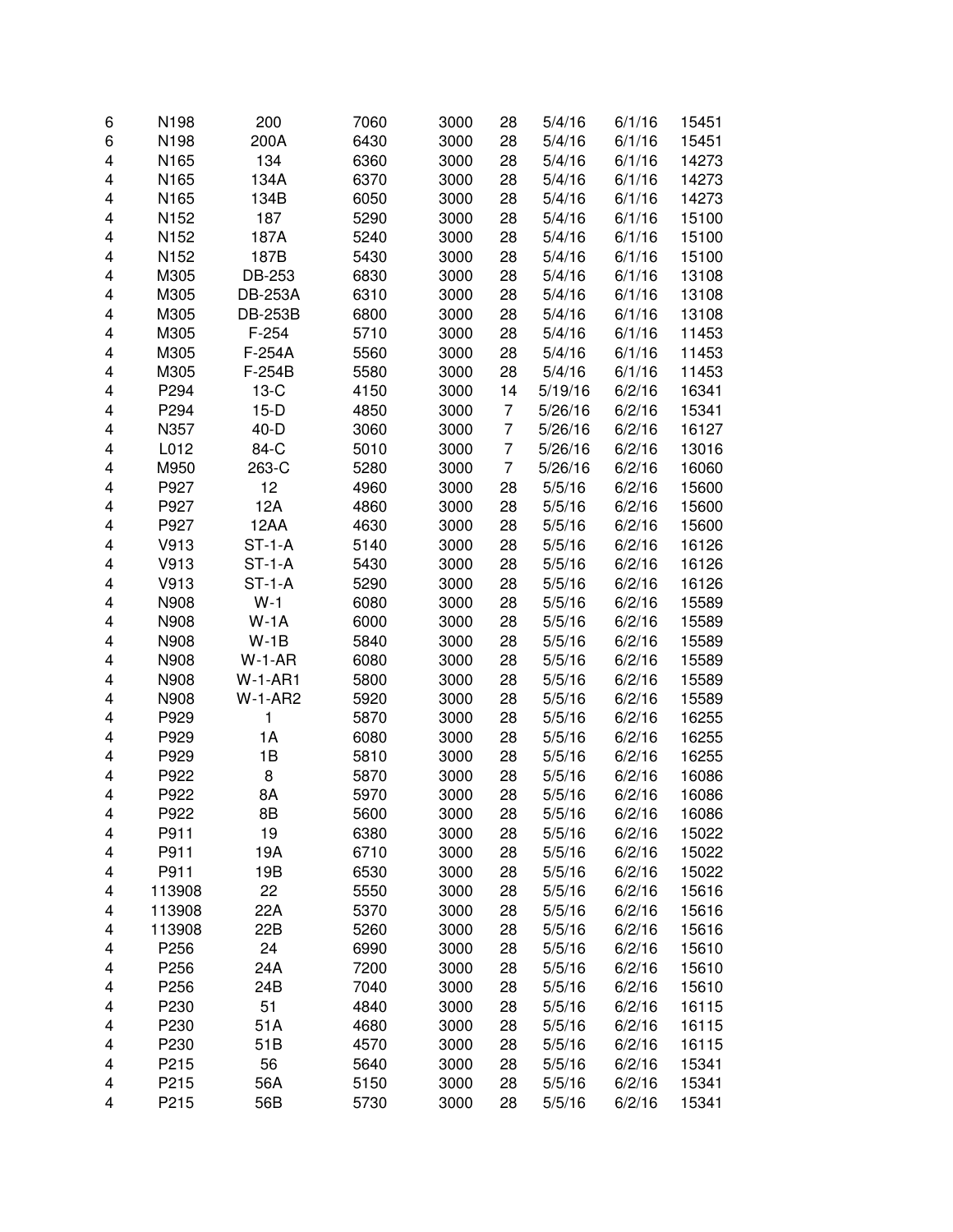| | | | | | | | | |
|---|---|---|---|---|---|---|---|---|
| 6 | N198 | 200 | 7060 | 3000 | 28 | 5/4/16 | 6/1/16 | 15451 |
| 6 | N198 | 200A | 6430 | 3000 | 28 | 5/4/16 | 6/1/16 | 15451 |
| 4 | N165 | 134 | 6360 | 3000 | 28 | 5/4/16 | 6/1/16 | 14273 |
| 4 | N165 | 134A | 6370 | 3000 | 28 | 5/4/16 | 6/1/16 | 14273 |
| 4 | N165 | 134B | 6050 | 3000 | 28 | 5/4/16 | 6/1/16 | 14273 |
| 4 | N152 | 187 | 5290 | 3000 | 28 | 5/4/16 | 6/1/16 | 15100 |
| 4 | N152 | 187A | 5240 | 3000 | 28 | 5/4/16 | 6/1/16 | 15100 |
| 4 | N152 | 187B | 5430 | 3000 | 28 | 5/4/16 | 6/1/16 | 15100 |
| 4 | M305 | DB-253 | 6830 | 3000 | 28 | 5/4/16 | 6/1/16 | 13108 |
| 4 | M305 | DB-253A | 6310 | 3000 | 28 | 5/4/16 | 6/1/16 | 13108 |
| 4 | M305 | DB-253B | 6800 | 3000 | 28 | 5/4/16 | 6/1/16 | 13108 |
| 4 | M305 | F-254 | 5710 | 3000 | 28 | 5/4/16 | 6/1/16 | 11453 |
| 4 | M305 | F-254A | 5560 | 3000 | 28 | 5/4/16 | 6/1/16 | 11453 |
| 4 | M305 | F-254B | 5580 | 3000 | 28 | 5/4/16 | 6/1/16 | 11453 |
| 4 | P294 | 13-C | 4150 | 3000 | 14 | 5/19/16 | 6/2/16 | 16341 |
| 4 | P294 | 15-D | 4850 | 3000 | 7 | 5/26/16 | 6/2/16 | 15341 |
| 4 | N357 | 40-D | 3060 | 3000 | 7 | 5/26/16 | 6/2/16 | 16127 |
| 4 | L012 | 84-C | 5010 | 3000 | 7 | 5/26/16 | 6/2/16 | 13016 |
| 4 | M950 | 263-C | 5280 | 3000 | 7 | 5/26/16 | 6/2/16 | 16060 |
| 4 | P927 | 12 | 4960 | 3000 | 28 | 5/5/16 | 6/2/16 | 15600 |
| 4 | P927 | 12A | 4860 | 3000 | 28 | 5/5/16 | 6/2/16 | 15600 |
| 4 | P927 | 12AA | 4630 | 3000 | 28 | 5/5/16 | 6/2/16 | 15600 |
| 4 | V913 | ST-1-A | 5140 | 3000 | 28 | 5/5/16 | 6/2/16 | 16126 |
| 4 | V913 | ST-1-A | 5430 | 3000 | 28 | 5/5/16 | 6/2/16 | 16126 |
| 4 | V913 | ST-1-A | 5290 | 3000 | 28 | 5/5/16 | 6/2/16 | 16126 |
| 4 | N908 | W-1 | 6080 | 3000 | 28 | 5/5/16 | 6/2/16 | 15589 |
| 4 | N908 | W-1A | 6000 | 3000 | 28 | 5/5/16 | 6/2/16 | 15589 |
| 4 | N908 | W-1B | 5840 | 3000 | 28 | 5/5/16 | 6/2/16 | 15589 |
| 4 | N908 | W-1-AR | 6080 | 3000 | 28 | 5/5/16 | 6/2/16 | 15589 |
| 4 | N908 | W-1-AR1 | 5800 | 3000 | 28 | 5/5/16 | 6/2/16 | 15589 |
| 4 | N908 | W-1-AR2 | 5920 | 3000 | 28 | 5/5/16 | 6/2/16 | 15589 |
| 4 | P929 | 1 | 5870 | 3000 | 28 | 5/5/16 | 6/2/16 | 16255 |
| 4 | P929 | 1A | 6080 | 3000 | 28 | 5/5/16 | 6/2/16 | 16255 |
| 4 | P929 | 1B | 5810 | 3000 | 28 | 5/5/16 | 6/2/16 | 16255 |
| 4 | P922 | 8 | 5870 | 3000 | 28 | 5/5/16 | 6/2/16 | 16086 |
| 4 | P922 | 8A | 5970 | 3000 | 28 | 5/5/16 | 6/2/16 | 16086 |
| 4 | P922 | 8B | 5600 | 3000 | 28 | 5/5/16 | 6/2/16 | 16086 |
| 4 | P911 | 19 | 6380 | 3000 | 28 | 5/5/16 | 6/2/16 | 15022 |
| 4 | P911 | 19A | 6710 | 3000 | 28 | 5/5/16 | 6/2/16 | 15022 |
| 4 | P911 | 19B | 6530 | 3000 | 28 | 5/5/16 | 6/2/16 | 15022 |
| 4 | 113908 | 22 | 5550 | 3000 | 28 | 5/5/16 | 6/2/16 | 15616 |
| 4 | 113908 | 22A | 5370 | 3000 | 28 | 5/5/16 | 6/2/16 | 15616 |
| 4 | 113908 | 22B | 5260 | 3000 | 28 | 5/5/16 | 6/2/16 | 15616 |
| 4 | P256 | 24 | 6990 | 3000 | 28 | 5/5/16 | 6/2/16 | 15610 |
| 4 | P256 | 24A | 7200 | 3000 | 28 | 5/5/16 | 6/2/16 | 15610 |
| 4 | P256 | 24B | 7040 | 3000 | 28 | 5/5/16 | 6/2/16 | 15610 |
| 4 | P230 | 51 | 4840 | 3000 | 28 | 5/5/16 | 6/2/16 | 16115 |
| 4 | P230 | 51A | 4680 | 3000 | 28 | 5/5/16 | 6/2/16 | 16115 |
| 4 | P230 | 51B | 4570 | 3000 | 28 | 5/5/16 | 6/2/16 | 16115 |
| 4 | P215 | 56 | 5640 | 3000 | 28 | 5/5/16 | 6/2/16 | 15341 |
| 4 | P215 | 56A | 5150 | 3000 | 28 | 5/5/16 | 6/2/16 | 15341 |
| 4 | P215 | 56B | 5730 | 3000 | 28 | 5/5/16 | 6/2/16 | 15341 |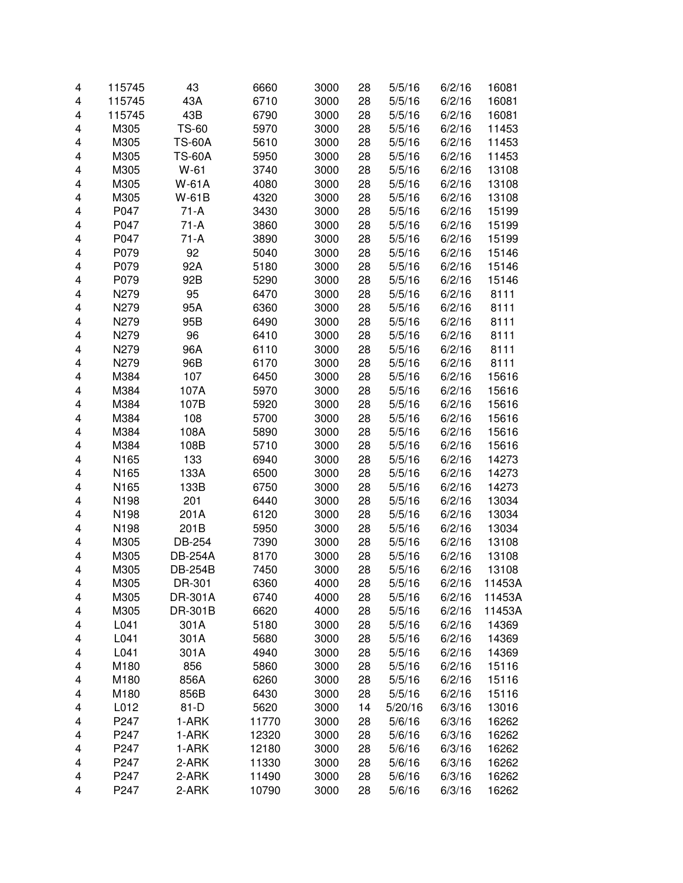| | | | | | | | | |
|---|---|---|---|---|---|---|---|---|
| 4 | 115745 | 43 | 6660 | 3000 | 28 | 5/5/16 | 6/2/16 | 16081 |
| 4 | 115745 | 43A | 6710 | 3000 | 28 | 5/5/16 | 6/2/16 | 16081 |
| 4 | 115745 | 43B | 6790 | 3000 | 28 | 5/5/16 | 6/2/16 | 16081 |
| 4 | M305 | TS-60 | 5970 | 3000 | 28 | 5/5/16 | 6/2/16 | 11453 |
| 4 | M305 | TS-60A | 5610 | 3000 | 28 | 5/5/16 | 6/2/16 | 11453 |
| 4 | M305 | TS-60A | 5950 | 3000 | 28 | 5/5/16 | 6/2/16 | 11453 |
| 4 | M305 | W-61 | 3740 | 3000 | 28 | 5/5/16 | 6/2/16 | 13108 |
| 4 | M305 | W-61A | 4080 | 3000 | 28 | 5/5/16 | 6/2/16 | 13108 |
| 4 | M305 | W-61B | 4320 | 3000 | 28 | 5/5/16 | 6/2/16 | 13108 |
| 4 | P047 | 71-A | 3430 | 3000 | 28 | 5/5/16 | 6/2/16 | 15199 |
| 4 | P047 | 71-A | 3860 | 3000 | 28 | 5/5/16 | 6/2/16 | 15199 |
| 4 | P047 | 71-A | 3890 | 3000 | 28 | 5/5/16 | 6/2/16 | 15199 |
| 4 | P079 | 92 | 5040 | 3000 | 28 | 5/5/16 | 6/2/16 | 15146 |
| 4 | P079 | 92A | 5180 | 3000 | 28 | 5/5/16 | 6/2/16 | 15146 |
| 4 | P079 | 92B | 5290 | 3000 | 28 | 5/5/16 | 6/2/16 | 15146 |
| 4 | N279 | 95 | 6470 | 3000 | 28 | 5/5/16 | 6/2/16 | 8111 |
| 4 | N279 | 95A | 6360 | 3000 | 28 | 5/5/16 | 6/2/16 | 8111 |
| 4 | N279 | 95B | 6490 | 3000 | 28 | 5/5/16 | 6/2/16 | 8111 |
| 4 | N279 | 96 | 6410 | 3000 | 28 | 5/5/16 | 6/2/16 | 8111 |
| 4 | N279 | 96A | 6110 | 3000 | 28 | 5/5/16 | 6/2/16 | 8111 |
| 4 | N279 | 96B | 6170 | 3000 | 28 | 5/5/16 | 6/2/16 | 8111 |
| 4 | M384 | 107 | 6450 | 3000 | 28 | 5/5/16 | 6/2/16 | 15616 |
| 4 | M384 | 107A | 5970 | 3000 | 28 | 5/5/16 | 6/2/16 | 15616 |
| 4 | M384 | 107B | 5920 | 3000 | 28 | 5/5/16 | 6/2/16 | 15616 |
| 4 | M384 | 108 | 5700 | 3000 | 28 | 5/5/16 | 6/2/16 | 15616 |
| 4 | M384 | 108A | 5890 | 3000 | 28 | 5/5/16 | 6/2/16 | 15616 |
| 4 | M384 | 108B | 5710 | 3000 | 28 | 5/5/16 | 6/2/16 | 15616 |
| 4 | N165 | 133 | 6940 | 3000 | 28 | 5/5/16 | 6/2/16 | 14273 |
| 4 | N165 | 133A | 6500 | 3000 | 28 | 5/5/16 | 6/2/16 | 14273 |
| 4 | N165 | 133B | 6750 | 3000 | 28 | 5/5/16 | 6/2/16 | 14273 |
| 4 | N198 | 201 | 6440 | 3000 | 28 | 5/5/16 | 6/2/16 | 13034 |
| 4 | N198 | 201A | 6120 | 3000 | 28 | 5/5/16 | 6/2/16 | 13034 |
| 4 | N198 | 201B | 5950 | 3000 | 28 | 5/5/16 | 6/2/16 | 13034 |
| 4 | M305 | DB-254 | 7390 | 3000 | 28 | 5/5/16 | 6/2/16 | 13108 |
| 4 | M305 | DB-254A | 8170 | 3000 | 28 | 5/5/16 | 6/2/16 | 13108 |
| 4 | M305 | DB-254B | 7450 | 3000 | 28 | 5/5/16 | 6/2/16 | 13108 |
| 4 | M305 | DR-301 | 6360 | 4000 | 28 | 5/5/16 | 6/2/16 | 11453A |
| 4 | M305 | DR-301A | 6740 | 4000 | 28 | 5/5/16 | 6/2/16 | 11453A |
| 4 | M305 | DR-301B | 6620 | 4000 | 28 | 5/5/16 | 6/2/16 | 11453A |
| 4 | L041 | 301A | 5180 | 3000 | 28 | 5/5/16 | 6/2/16 | 14369 |
| 4 | L041 | 301A | 5680 | 3000 | 28 | 5/5/16 | 6/2/16 | 14369 |
| 4 | L041 | 301A | 4940 | 3000 | 28 | 5/5/16 | 6/2/16 | 14369 |
| 4 | M180 | 856 | 5860 | 3000 | 28 | 5/5/16 | 6/2/16 | 15116 |
| 4 | M180 | 856A | 6260 | 3000 | 28 | 5/5/16 | 6/2/16 | 15116 |
| 4 | M180 | 856B | 6430 | 3000 | 28 | 5/5/16 | 6/2/16 | 15116 |
| 4 | L012 | 81-D | 5620 | 3000 | 14 | 5/20/16 | 6/3/16 | 13016 |
| 4 | P247 | 1-ARK | 11770 | 3000 | 28 | 5/6/16 | 6/3/16 | 16262 |
| 4 | P247 | 1-ARK | 12320 | 3000 | 28 | 5/6/16 | 6/3/16 | 16262 |
| 4 | P247 | 1-ARK | 12180 | 3000 | 28 | 5/6/16 | 6/3/16 | 16262 |
| 4 | P247 | 2-ARK | 11330 | 3000 | 28 | 5/6/16 | 6/3/16 | 16262 |
| 4 | P247 | 2-ARK | 11490 | 3000 | 28 | 5/6/16 | 6/3/16 | 16262 |
| 4 | P247 | 2-ARK | 10790 | 3000 | 28 | 5/6/16 | 6/3/16 | 16262 |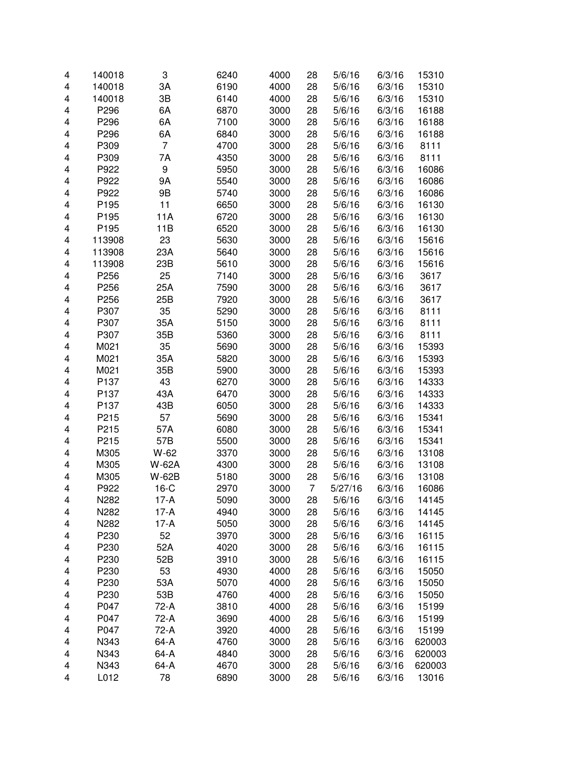| | | | | | | | | |
|---|---|---|---|---|---|---|---|---|
| 4 | 140018 | 3 | 6240 | 4000 | 28 | 5/6/16 | 6/3/16 | 15310 |
| 4 | 140018 | 3A | 6190 | 4000 | 28 | 5/6/16 | 6/3/16 | 15310 |
| 4 | 140018 | 3B | 6140 | 4000 | 28 | 5/6/16 | 6/3/16 | 15310 |
| 4 | P296 | 6A | 6870 | 3000 | 28 | 5/6/16 | 6/3/16 | 16188 |
| 4 | P296 | 6A | 7100 | 3000 | 28 | 5/6/16 | 6/3/16 | 16188 |
| 4 | P296 | 6A | 6840 | 3000 | 28 | 5/6/16 | 6/3/16 | 16188 |
| 4 | P309 | 7 | 4700 | 3000 | 28 | 5/6/16 | 6/3/16 | 8111 |
| 4 | P309 | 7A | 4350 | 3000 | 28 | 5/6/16 | 6/3/16 | 8111 |
| 4 | P922 | 9 | 5950 | 3000 | 28 | 5/6/16 | 6/3/16 | 16086 |
| 4 | P922 | 9A | 5540 | 3000 | 28 | 5/6/16 | 6/3/16 | 16086 |
| 4 | P922 | 9B | 5740 | 3000 | 28 | 5/6/16 | 6/3/16 | 16086 |
| 4 | P195 | 11 | 6650 | 3000 | 28 | 5/6/16 | 6/3/16 | 16130 |
| 4 | P195 | 11A | 6720 | 3000 | 28 | 5/6/16 | 6/3/16 | 16130 |
| 4 | P195 | 11B | 6520 | 3000 | 28 | 5/6/16 | 6/3/16 | 16130 |
| 4 | 113908 | 23 | 5630 | 3000 | 28 | 5/6/16 | 6/3/16 | 15616 |
| 4 | 113908 | 23A | 5640 | 3000 | 28 | 5/6/16 | 6/3/16 | 15616 |
| 4 | 113908 | 23B | 5610 | 3000 | 28 | 5/6/16 | 6/3/16 | 15616 |
| 4 | P256 | 25 | 7140 | 3000 | 28 | 5/6/16 | 6/3/16 | 3617 |
| 4 | P256 | 25A | 7590 | 3000 | 28 | 5/6/16 | 6/3/16 | 3617 |
| 4 | P256 | 25B | 7920 | 3000 | 28 | 5/6/16 | 6/3/16 | 3617 |
| 4 | P307 | 35 | 5290 | 3000 | 28 | 5/6/16 | 6/3/16 | 8111 |
| 4 | P307 | 35A | 5150 | 3000 | 28 | 5/6/16 | 6/3/16 | 8111 |
| 4 | P307 | 35B | 5360 | 3000 | 28 | 5/6/16 | 6/3/16 | 8111 |
| 4 | M021 | 35 | 5690 | 3000 | 28 | 5/6/16 | 6/3/16 | 15393 |
| 4 | M021 | 35A | 5820 | 3000 | 28 | 5/6/16 | 6/3/16 | 15393 |
| 4 | M021 | 35B | 5900 | 3000 | 28 | 5/6/16 | 6/3/16 | 15393 |
| 4 | P137 | 43 | 6270 | 3000 | 28 | 5/6/16 | 6/3/16 | 14333 |
| 4 | P137 | 43A | 6470 | 3000 | 28 | 5/6/16 | 6/3/16 | 14333 |
| 4 | P137 | 43B | 6050 | 3000 | 28 | 5/6/16 | 6/3/16 | 14333 |
| 4 | P215 | 57 | 5690 | 3000 | 28 | 5/6/16 | 6/3/16 | 15341 |
| 4 | P215 | 57A | 6080 | 3000 | 28 | 5/6/16 | 6/3/16 | 15341 |
| 4 | P215 | 57B | 5500 | 3000 | 28 | 5/6/16 | 6/3/16 | 15341 |
| 4 | M305 | W-62 | 3370 | 3000 | 28 | 5/6/16 | 6/3/16 | 13108 |
| 4 | M305 | W-62A | 4300 | 3000 | 28 | 5/6/16 | 6/3/16 | 13108 |
| 4 | M305 | W-62B | 5180 | 3000 | 28 | 5/6/16 | 6/3/16 | 13108 |
| 4 | P922 | 16-C | 2970 | 3000 | 7 | 5/27/16 | 6/3/16 | 16086 |
| 4 | N282 | 17-A | 5090 | 3000 | 28 | 5/6/16 | 6/3/16 | 14145 |
| 4 | N282 | 17-A | 4940 | 3000 | 28 | 5/6/16 | 6/3/16 | 14145 |
| 4 | N282 | 17-A | 5050 | 3000 | 28 | 5/6/16 | 6/3/16 | 14145 |
| 4 | P230 | 52 | 3970 | 3000 | 28 | 5/6/16 | 6/3/16 | 16115 |
| 4 | P230 | 52A | 4020 | 3000 | 28 | 5/6/16 | 6/3/16 | 16115 |
| 4 | P230 | 52B | 3910 | 3000 | 28 | 5/6/16 | 6/3/16 | 16115 |
| 4 | P230 | 53 | 4930 | 4000 | 28 | 5/6/16 | 6/3/16 | 15050 |
| 4 | P230 | 53A | 5070 | 4000 | 28 | 5/6/16 | 6/3/16 | 15050 |
| 4 | P230 | 53B | 4760 | 4000 | 28 | 5/6/16 | 6/3/16 | 15050 |
| 4 | P047 | 72-A | 3810 | 4000 | 28 | 5/6/16 | 6/3/16 | 15199 |
| 4 | P047 | 72-A | 3690 | 4000 | 28 | 5/6/16 | 6/3/16 | 15199 |
| 4 | P047 | 72-A | 3920 | 4000 | 28 | 5/6/16 | 6/3/16 | 15199 |
| 4 | N343 | 64-A | 4760 | 3000 | 28 | 5/6/16 | 6/3/16 | 620003 |
| 4 | N343 | 64-A | 4840 | 3000 | 28 | 5/6/16 | 6/3/16 | 620003 |
| 4 | N343 | 64-A | 4670 | 3000 | 28 | 5/6/16 | 6/3/16 | 620003 |
| 4 | L012 | 78 | 6890 | 3000 | 28 | 5/6/16 | 6/3/16 | 13016 |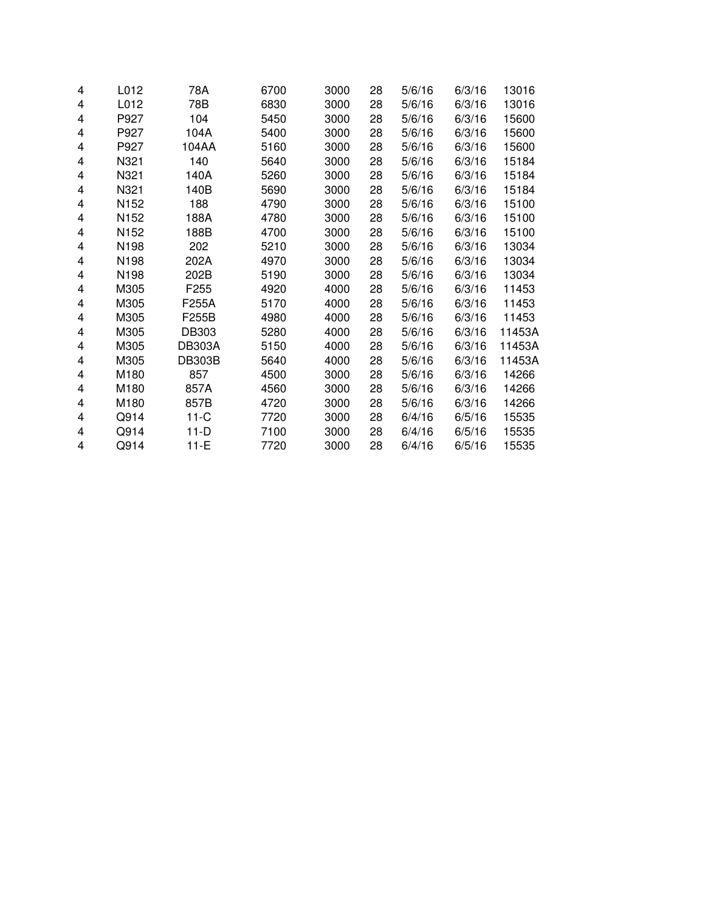| | | | | | | | | |
|---|---|---|---|---|---|---|---|---|
| 4 | L012 | 78A | 6700 | 3000 | 28 | 5/6/16 | 6/3/16 | 13016 |
| 4 | L012 | 78B | 6830 | 3000 | 28 | 5/6/16 | 6/3/16 | 13016 |
| 4 | P927 | 104 | 5450 | 3000 | 28 | 5/6/16 | 6/3/16 | 15600 |
| 4 | P927 | 104A | 5400 | 3000 | 28 | 5/6/16 | 6/3/16 | 15600 |
| 4 | P927 | 104AA | 5160 | 3000 | 28 | 5/6/16 | 6/3/16 | 15600 |
| 4 | N321 | 140 | 5640 | 3000 | 28 | 5/6/16 | 6/3/16 | 15184 |
| 4 | N321 | 140A | 5260 | 3000 | 28 | 5/6/16 | 6/3/16 | 15184 |
| 4 | N321 | 140B | 5690 | 3000 | 28 | 5/6/16 | 6/3/16 | 15184 |
| 4 | N152 | 188 | 4790 | 3000 | 28 | 5/6/16 | 6/3/16 | 15100 |
| 4 | N152 | 188A | 4780 | 3000 | 28 | 5/6/16 | 6/3/16 | 15100 |
| 4 | N152 | 188B | 4700 | 3000 | 28 | 5/6/16 | 6/3/16 | 15100 |
| 4 | N198 | 202 | 5210 | 3000 | 28 | 5/6/16 | 6/3/16 | 13034 |
| 4 | N198 | 202A | 4970 | 3000 | 28 | 5/6/16 | 6/3/16 | 13034 |
| 4 | N198 | 202B | 5190 | 3000 | 28 | 5/6/16 | 6/3/16 | 13034 |
| 4 | M305 | F255 | 4920 | 4000 | 28 | 5/6/16 | 6/3/16 | 11453 |
| 4 | M305 | F255A | 5170 | 4000 | 28 | 5/6/16 | 6/3/16 | 11453 |
| 4 | M305 | F255B | 4980 | 4000 | 28 | 5/6/16 | 6/3/16 | 11453 |
| 4 | M305 | DB303 | 5280 | 4000 | 28 | 5/6/16 | 6/3/16 | 11453A |
| 4 | M305 | DB303A | 5150 | 4000 | 28 | 5/6/16 | 6/3/16 | 11453A |
| 4 | M305 | DB303B | 5640 | 4000 | 28 | 5/6/16 | 6/3/16 | 11453A |
| 4 | M180 | 857 | 4500 | 3000 | 28 | 5/6/16 | 6/3/16 | 14266 |
| 4 | M180 | 857A | 4560 | 3000 | 28 | 5/6/16 | 6/3/16 | 14266 |
| 4 | M180 | 857B | 4720 | 3000 | 28 | 5/6/16 | 6/3/16 | 14266 |
| 4 | Q914 | 11-C | 7720 | 3000 | 28 | 6/4/16 | 6/5/16 | 15535 |
| 4 | Q914 | 11-D | 7100 | 3000 | 28 | 6/4/16 | 6/5/16 | 15535 |
| 4 | Q914 | 11-E | 7720 | 3000 | 28 | 6/4/16 | 6/5/16 | 15535 |